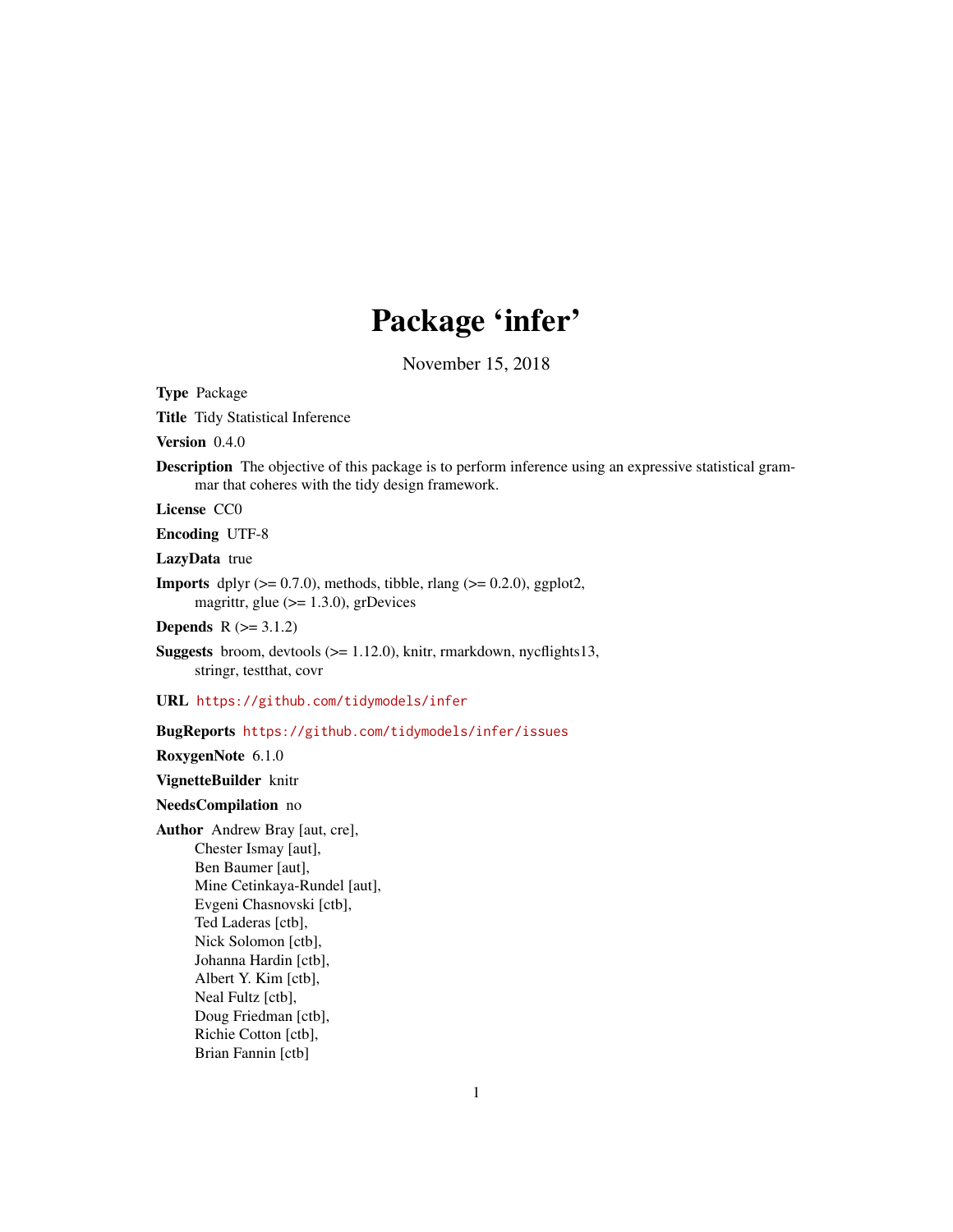# Package 'infer'

November 15, 2018

**Type** Package

**Title** Tidy Statistical Inference

**Version** 0.4.0

**Description** The objective of this package is to perform inference using an expressive statistical grammar that coheres with the tidy design framework.

**License** CC0

**Encoding** UTF-8

**LazyData** true

**Imports** dplyr (>= 0.7.0), methods, tibble, rlang (>= 0.2.0), ggplot2, magrittr, glue (>= 1.3.0), grDevices

**Depends** R (>= 3.1.2)

**Suggests** broom, devtools (>= 1.12.0), knitr, rmarkdown, nycflights13, stringr, testthat, covr

**URL** https://github.com/tidymodels/infer

**BugReports** https://github.com/tidymodels/infer/issues

**RoxygenNote** 6.1.0

**VignetteBuilder** knitr

**NeedsCompilation** no

**Author** Andrew Bray [aut, cre],
Chester Ismay [aut],
Ben Baumer [aut],
Mine Cetinkaya-Rundel [aut],
Evgeni Chasnovski [ctb],
Ted Laderas [ctb],
Nick Solomon [ctb],
Johanna Hardin [ctb],
Albert Y. Kim [ctb],
Neal Fultz [ctb],
Doug Friedman [ctb],
Richie Cotton [ctb],
Brian Fannin [ctb]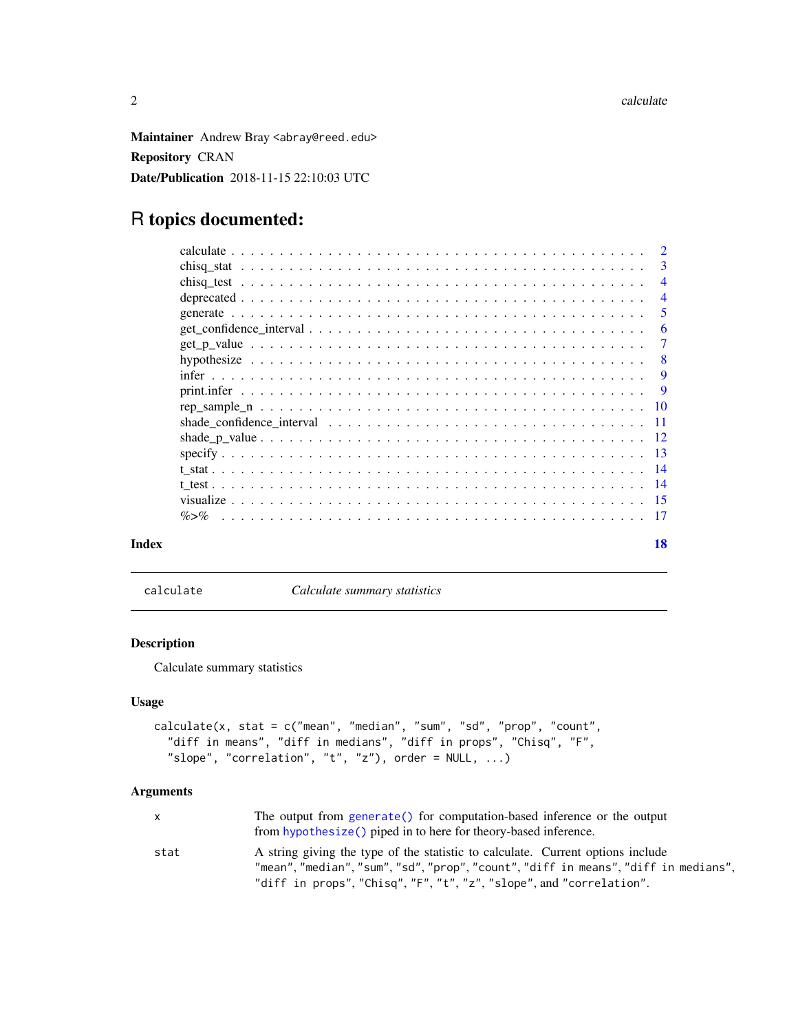**Maintainer** Andrew Bray <abray@reed.edu>

**Repository** CRAN

**Date/Publication** 2018-11-15 22:10:03 UTC

# R topics documented:

| | |
|---|---|
| calculate | 2 |
| chisq_stat | 3 |
| chisq_test | 4 |
| deprecated | 4 |
| generate | 5 |
| get_confidence_interval | 6 |
| get_p_value | 7 |
| hypothesize | 8 |
| infer | 9 |
| print.infer | 9 |
| rep_sample_n | 10 |
| shade_confidence_interval | 11 |
| shade_p_value | 12 |
| specify | 13 |
| t_stat | 14 |
| t_test | 14 |
| visualize | 15 |
| %>% | 17 |

**Index** **18**

---

`calculate` *Calculate summary statistics*

---

### Description

Calculate summary statistics

### Usage

```
calculate(x, stat = c("mean", "median", "sum", "sd", "prop", "count",
  "diff in means", "diff in medians", "diff in props", "Chisq", "F",
  "slope", "correlation", "t", "z"), order = NULL, ...)
```

### Arguments

| | |
|---|---|
| `x` | The output from `generate()` for computation-based inference or the output from `hypothesize()` piped in to here for theory-based inference. |
| `stat` | A string giving the type of the statistic to calculate. Current options include `"mean"`, `"median"`, `"sum"`, `"sd"`, `"prop"`, `"count"`, `"diff in means"`, `"diff in medians"`, `"diff in props"`, `"Chisq"`, `"F"`, `"t"`, `"z"`, `"slope"`, and `"correlation"`. |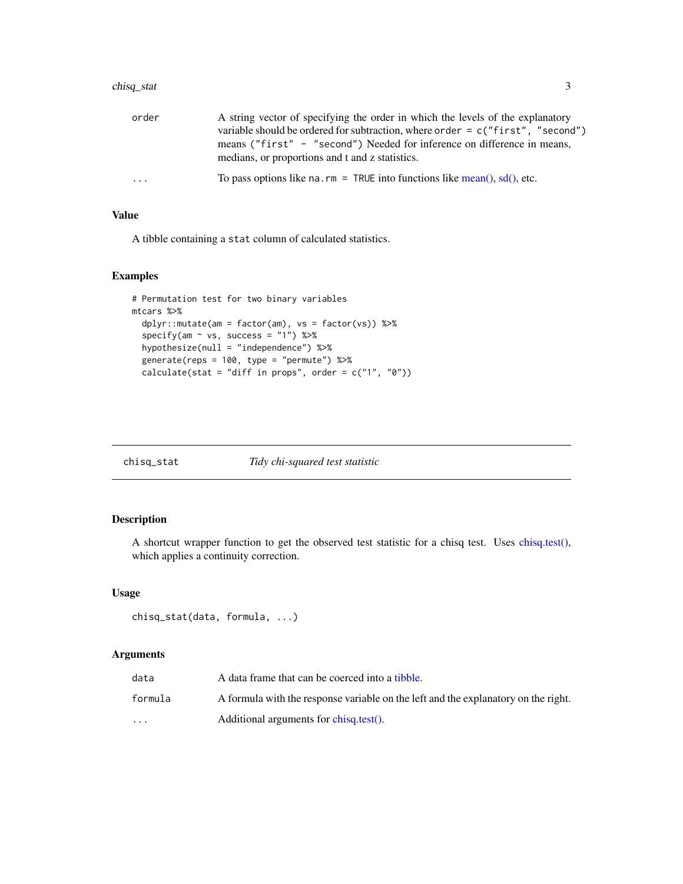| | |
|---|---|
| `order` | A string vector of specifying the order in which the levels of the explanatory variable should be ordered for subtraction, where `order = c("first", "second")` means `("first" - "second")` Needed for inference on difference in means, medians, or proportions and t and z statistics. |
| `...` | To pass options like `na.rm = TRUE` into functions like mean(), sd(), etc. |

## Value

A tibble containing a `stat` column of calculated statistics.

## Examples

```
# Permutation test for two binary variables
mtcars %>%
  dplyr::mutate(am = factor(am), vs = factor(vs)) %>%
  specify(am ~ vs, success = "1") %>%
  hypothesize(null = "independence") %>%
  generate(reps = 100, type = "permute") %>%
  calculate(stat = "diff in props", order = c("1", "0"))
```

---

# `chisq_stat` *Tidy chi-squared test statistic*

---

## Description

A shortcut wrapper function to get the observed test statistic for a chisq test. Uses chisq.test(), which applies a continuity correction.

## Usage

```
chisq_stat(data, formula, ...)
```

## Arguments

| | |
|---|---|
| `data` | A data frame that can be coerced into a tibble. |
| `formula` | A formula with the response variable on the left and the explanatory on the right. |
| `...` | Additional arguments for chisq.test(). |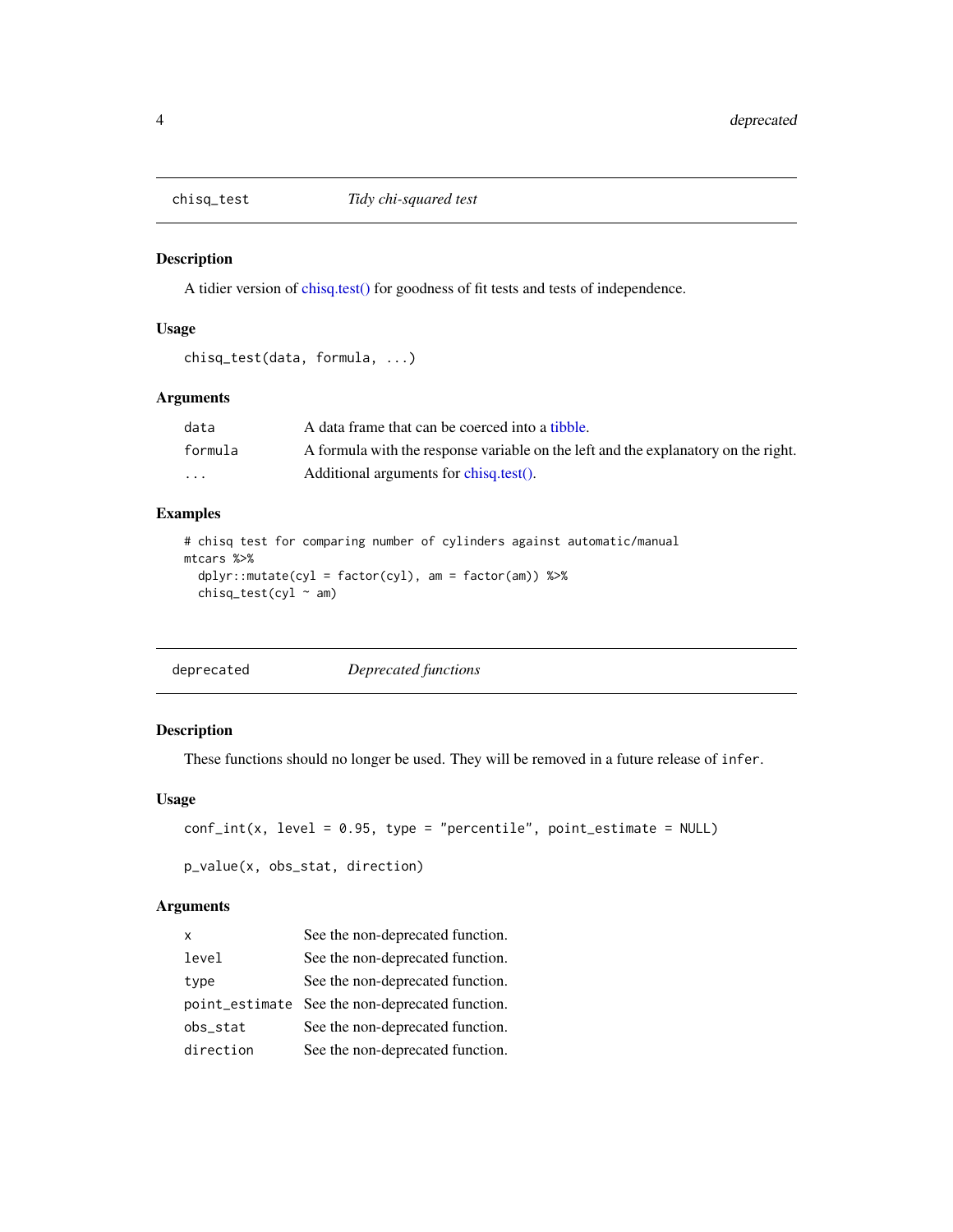## chisq_test — *Tidy chi-squared test*

### Description

A tidier version of chisq.test() for goodness of fit tests and tests of independence.

### Usage

```
chisq_test(data, formula, ...)
```

### Arguments

| | |
|---|---|
| data | A data frame that can be coerced into a tibble. |
| formula | A formula with the response variable on the left and the explanatory on the right. |
| ... | Additional arguments for chisq.test(). |

### Examples

```
# chisq test for comparing number of cylinders against automatic/manual
mtcars %>%
  dplyr::mutate(cyl = factor(cyl), am = factor(am)) %>%
  chisq_test(cyl ~ am)
```

## deprecated — *Deprecated functions*

### Description

These functions should no longer be used. They will be removed in a future release of `infer`.

### Usage

```
conf_int(x, level = 0.95, type = "percentile", point_estimate = NULL)

p_value(x, obs_stat, direction)
```

### Arguments

| | |
|---|---|
| x | See the non-deprecated function. |
| level | See the non-deprecated function. |
| type | See the non-deprecated function. |
| point_estimate | See the non-deprecated function. |
| obs_stat | See the non-deprecated function. |
| direction | See the non-deprecated function. |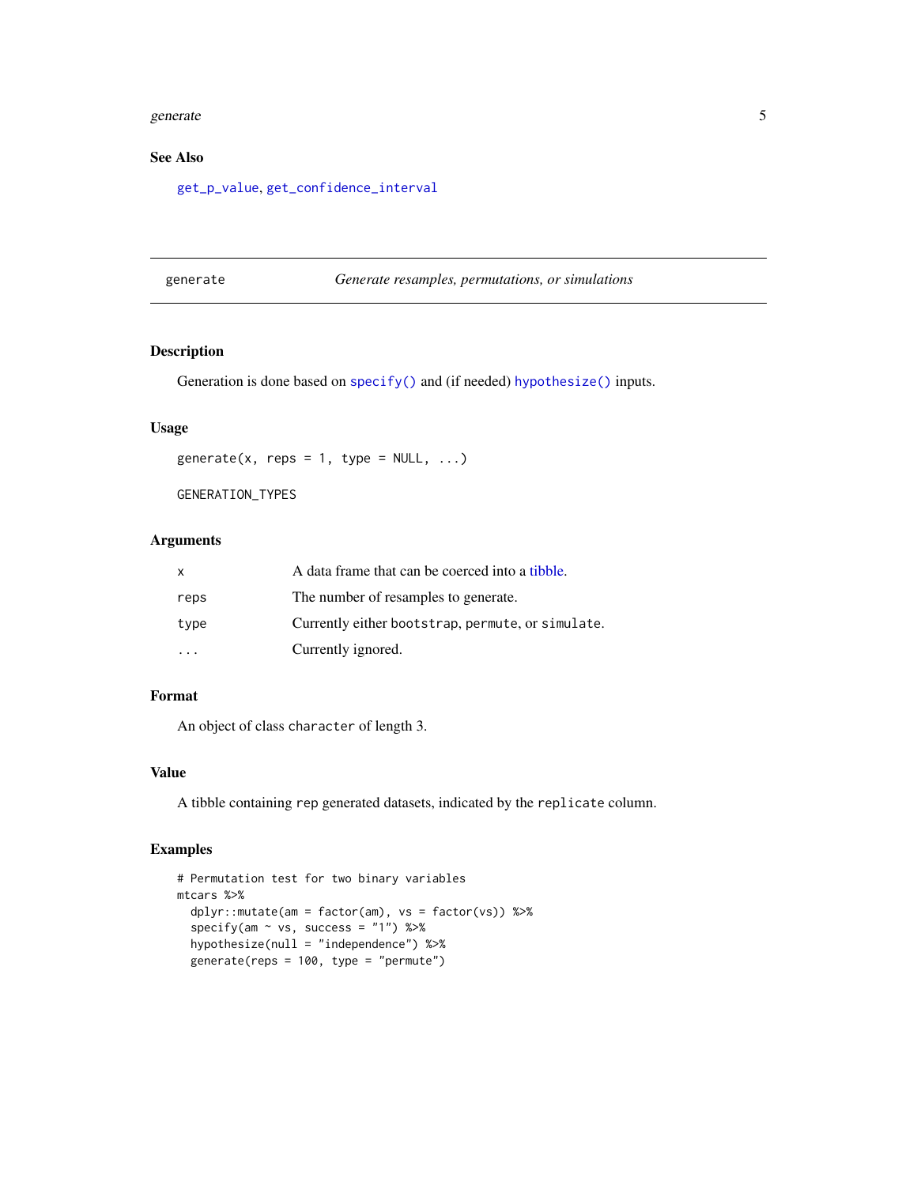### See Also

get_p_value, get_confidence_interval

---

## generate — *Generate resamples, permutations, or simulations*

### Description

Generation is done based on specify() and (if needed) hypothesize() inputs.

### Usage

```
generate(x, reps = 1, type = NULL, ...)

GENERATION_TYPES
```

### Arguments

| | |
|---|---|
| x | A data frame that can be coerced into a tibble. |
| reps | The number of resamples to generate. |
| type | Currently either bootstrap, permute, or simulate. |
| ... | Currently ignored. |

### Format

An object of class character of length 3.

### Value

A tibble containing rep generated datasets, indicated by the replicate column.

### Examples

```
# Permutation test for two binary variables
mtcars %>%
  dplyr::mutate(am = factor(am), vs = factor(vs)) %>%
  specify(am ~ vs, success = "1") %>%
  hypothesize(null = "independence") %>%
  generate(reps = 100, type = "permute")
```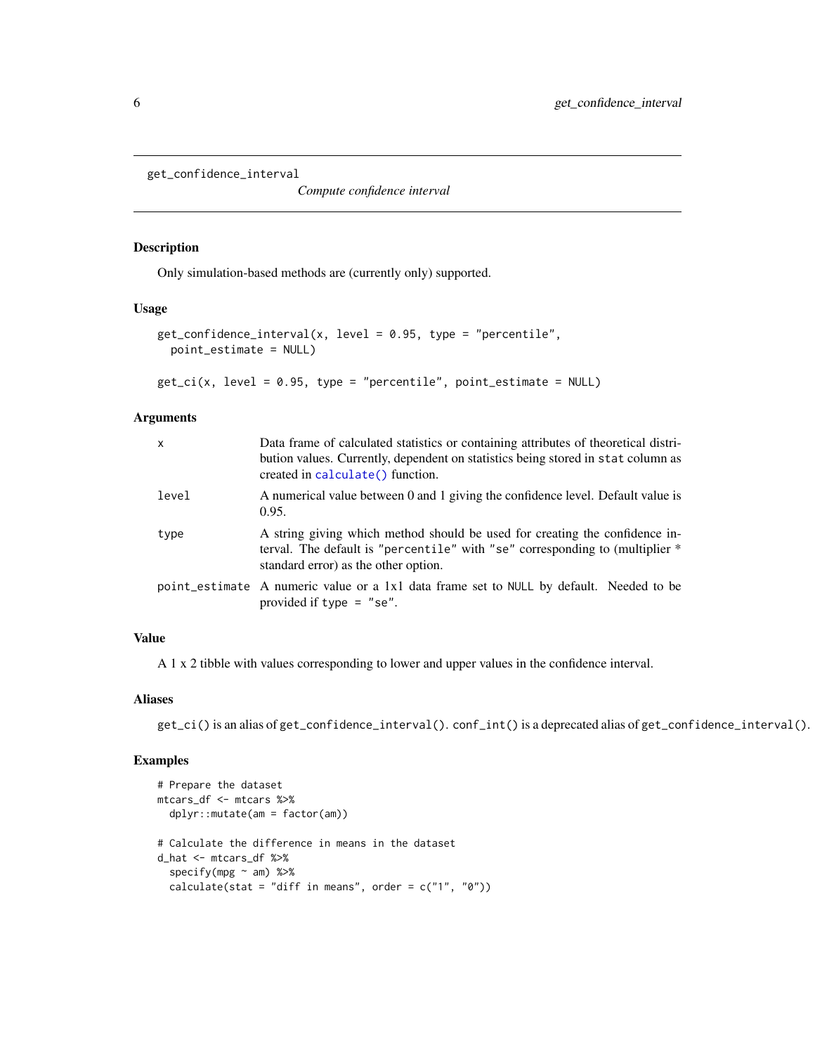## get_confidence_interval

*Compute confidence interval*

### Description

Only simulation-based methods are (currently only) supported.

### Usage

```
get_confidence_interval(x, level = 0.95, type = "percentile",
  point_estimate = NULL)

get_ci(x, level = 0.95, type = "percentile", point_estimate = NULL)
```

### Arguments

| | |
|---|---|
| x | Data frame of calculated statistics or containing attributes of theoretical distribution values. Currently, dependent on statistics being stored in stat column as created in calculate() function. |
| level | A numerical value between 0 and 1 giving the confidence level. Default value is 0.95. |
| type | A string giving which method should be used for creating the confidence interval. The default is "percentile" with "se" corresponding to (multiplier * standard error) as the other option. |
| point_estimate | A numeric value or a 1x1 data frame set to NULL by default. Needed to be provided if type = "se". |

### Value

A 1 x 2 tibble with values corresponding to lower and upper values in the confidence interval.

### Aliases

get_ci() is an alias of get_confidence_interval(). conf_int() is a deprecated alias of get_confidence_interval().

### Examples

```
# Prepare the dataset
mtcars_df <- mtcars %>%
  dplyr::mutate(am = factor(am))

# Calculate the difference in means in the dataset
d_hat <- mtcars_df %>%
  specify(mpg ~ am) %>%
  calculate(stat = "diff in means", order = c("1", "0"))
```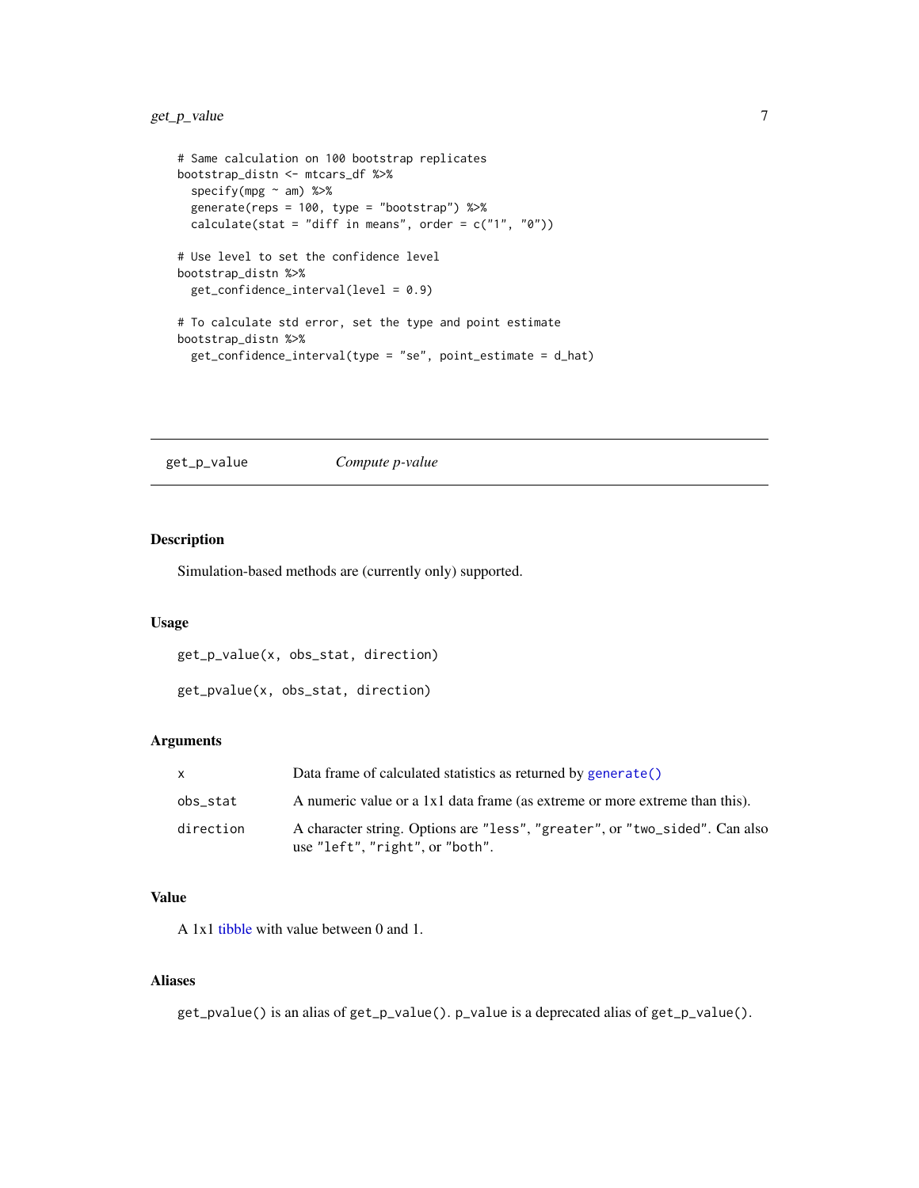```
# Same calculation on 100 bootstrap replicates
bootstrap_distn <- mtcars_df %>%
  specify(mpg ~ am) %>%
  generate(reps = 100, type = "bootstrap") %>%
  calculate(stat = "diff in means", order = c("1", "0"))

# Use level to set the confidence level
bootstrap_distn %>%
  get_confidence_interval(level = 0.9)

# To calculate std error, set the type and point estimate
bootstrap_distn %>%
  get_confidence_interval(type = "se", point_estimate = d_hat)
```

---

## get_p_value — *Compute p-value*

---

### Description

Simulation-based methods are (currently only) supported.

### Usage

```
get_p_value(x, obs_stat, direction)

get_pvalue(x, obs_stat, direction)
```

### Arguments

| | |
|---|---|
| x | Data frame of calculated statistics as returned by `generate()` |
| obs_stat | A numeric value or a 1x1 data frame (as extreme or more extreme than this). |
| direction | A character string. Options are `"less"`, `"greater"`, or `"two_sided"`. Can also use `"left"`, `"right"`, or `"both"`. |

### Value

A 1x1 tibble with value between 0 and 1.

### Aliases

`get_pvalue()` is an alias of `get_p_value()`. `p_value` is a deprecated alias of `get_p_value()`.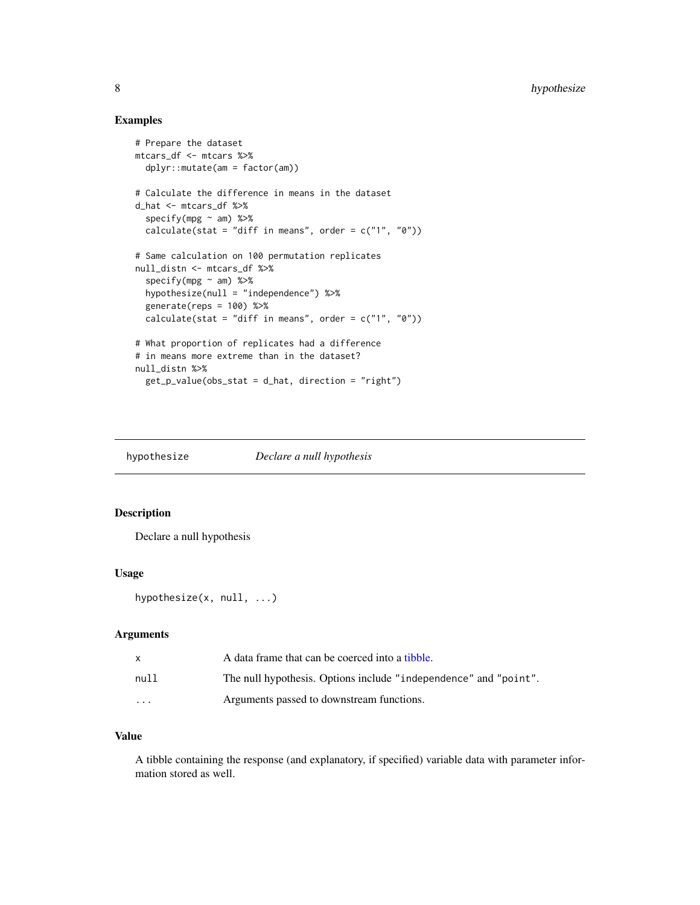## Examples

```
# Prepare the dataset
mtcars_df <- mtcars %>%
  dplyr::mutate(am = factor(am))

# Calculate the difference in means in the dataset
d_hat <- mtcars_df %>%
  specify(mpg ~ am) %>%
  calculate(stat = "diff in means", order = c("1", "0"))

# Same calculation on 100 permutation replicates
null_distn <- mtcars_df %>%
  specify(mpg ~ am) %>%
  hypothesize(null = "independence") %>%
  generate(reps = 100) %>%
  calculate(stat = "diff in means", order = c("1", "0"))

# What proportion of replicates had a difference
# in means more extreme than in the dataset?
null_distn %>%
  get_p_value(obs_stat = d_hat, direction = "right")
```

---

# hypothesize *Declare a null hypothesis*

## Description

Declare a null hypothesis

## Usage

```
hypothesize(x, null, ...)
```

## Arguments

| | |
|---|---|
| `x` | A data frame that can be coerced into a tibble. |
| `null` | The null hypothesis. Options include `"independence"` and `"point"`. |
| `...` | Arguments passed to downstream functions. |

## Value

A tibble containing the response (and explanatory, if specified) variable data with parameter information stored as well.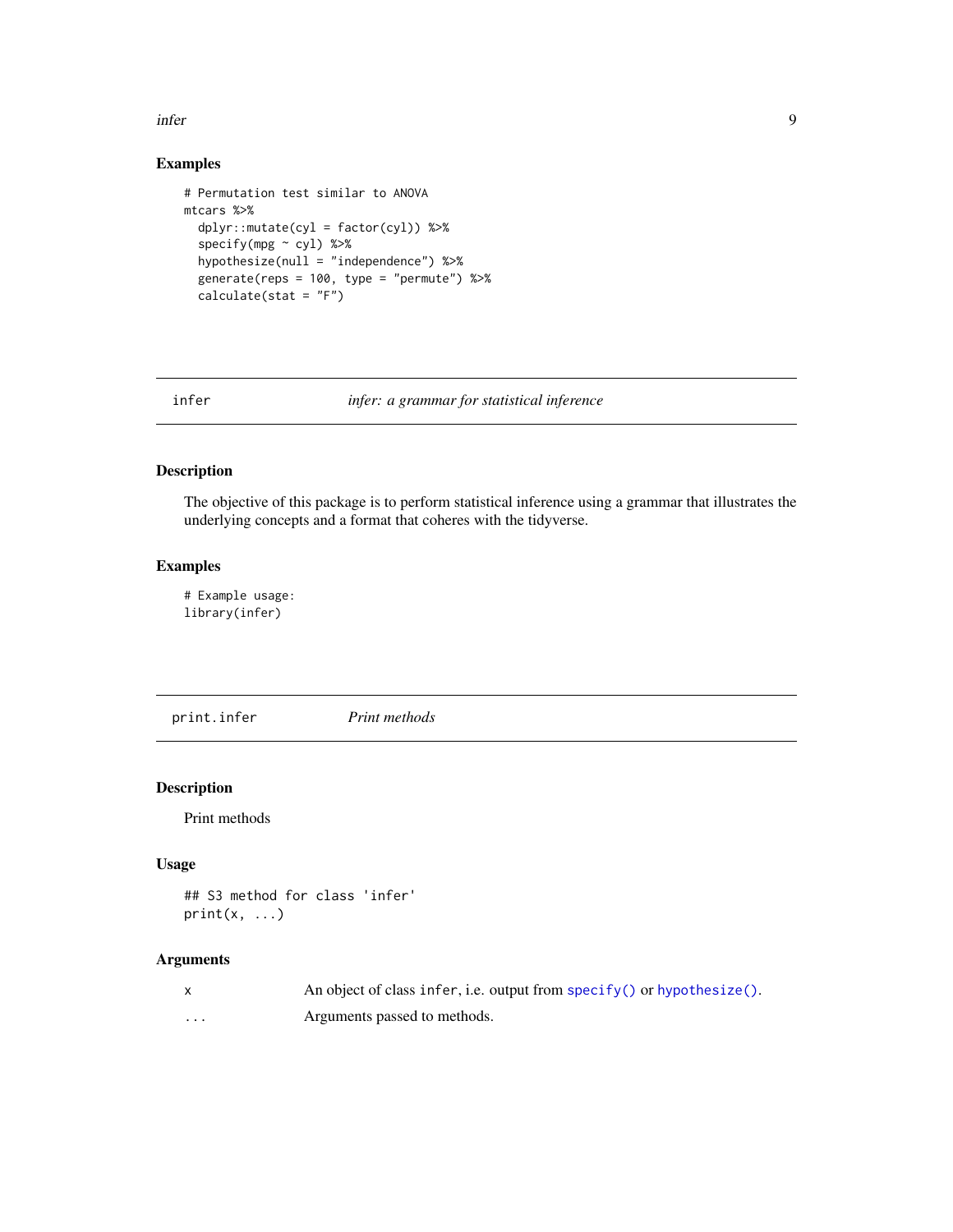## Examples

```
# Permutation test similar to ANOVA
mtcars %>%
  dplyr::mutate(cyl = factor(cyl)) %>%
  specify(mpg ~ cyl) %>%
  hypothesize(null = "independence") %>%
  generate(reps = 100, type = "permute") %>%
  calculate(stat = "F")
```

---

# infer — *infer: a grammar for statistical inference*

---

## Description

The objective of this package is to perform statistical inference using a grammar that illustrates the underlying concepts and a format that coheres with the tidyverse.

## Examples

```
# Example usage:
library(infer)
```

---

# print.infer — *Print methods*

---

## Description

Print methods

## Usage

```
## S3 method for class 'infer'
print(x, ...)
```

## Arguments

| | |
|---|---|
| `x` | An object of class `infer`, i.e. output from `specify()` or `hypothesize()`. |
| `...` | Arguments passed to methods. |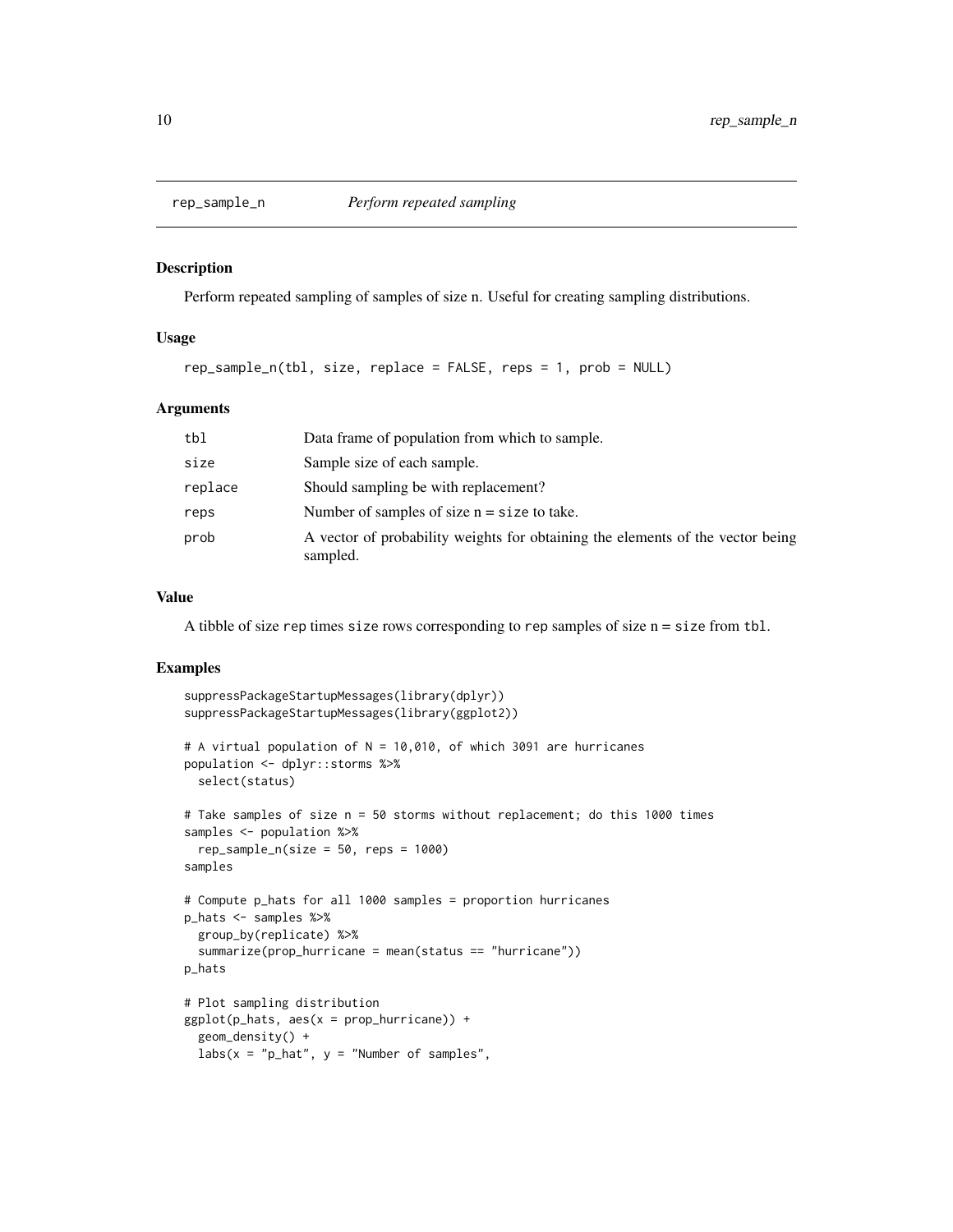## rep_sample_n — *Perform repeated sampling*

### Description

Perform repeated sampling of samples of size n. Useful for creating sampling distributions.

### Usage

```
rep_sample_n(tbl, size, replace = FALSE, reps = 1, prob = NULL)
```

### Arguments

| | |
|---|---|
| tbl | Data frame of population from which to sample. |
| size | Sample size of each sample. |
| replace | Should sampling be with replacement? |
| reps | Number of samples of size n = `size` to take. |
| prob | A vector of probability weights for obtaining the elements of the vector being sampled. |

### Value

A tibble of size `rep` times `size` rows corresponding to `rep` samples of size n = `size` from `tbl`.

### Examples

```
suppressPackageStartupMessages(library(dplyr))
suppressPackageStartupMessages(library(ggplot2))

# A virtual population of N = 10,010, of which 3091 are hurricanes
population <- dplyr::storms %>%
  select(status)

# Take samples of size n = 50 storms without replacement; do this 1000 times
samples <- population %>%
  rep_sample_n(size = 50, reps = 1000)
samples

# Compute p_hats for all 1000 samples = proportion hurricanes
p_hats <- samples %>%
  group_by(replicate) %>%
  summarize(prop_hurricane = mean(status == "hurricane"))
p_hats

# Plot sampling distribution
ggplot(p_hats, aes(x = prop_hurricane)) +
  geom_density() +
  labs(x = "p_hat", y = "Number of samples",
```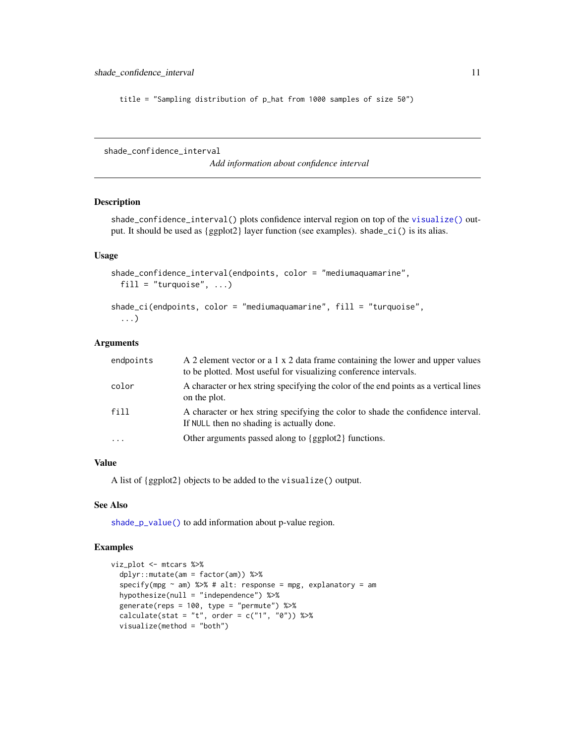```
    title = "Sampling distribution of p_hat from 1000 samples of size 50")
```

---

`shade_confidence_interval`    *Add information about confidence interval*

---

### Description

`shade_confidence_interval()` plots confidence interval region on top of the `visualize()` output. It should be used as {ggplot2} layer function (see examples). `shade_ci()` is its alias.

### Usage

```
shade_confidence_interval(endpoints, color = "mediumaquamarine",
  fill = "turquoise", ...)

shade_ci(endpoints, color = "mediumaquamarine", fill = "turquoise",
  ...)
```

### Arguments

| | |
|---|---|
| `endpoints` | A 2 element vector or a 1 x 2 data frame containing the lower and upper values to be plotted. Most useful for visualizing conference intervals. |
| `color` | A character or hex string specifying the color of the end points as a vertical lines on the plot. |
| `fill` | A character or hex string specifying the color to shade the confidence interval. If `NULL` then no shading is actually done. |
| `...` | Other arguments passed along to {ggplot2} functions. |

### Value

A list of {ggplot2} objects to be added to the `visualize()` output.

### See Also

`shade_p_value()` to add information about p-value region.

### Examples

```
viz_plot <- mtcars %>%
  dplyr::mutate(am = factor(am)) %>%
  specify(mpg ~ am) %>% # alt: response = mpg, explanatory = am
  hypothesize(null = "independence") %>%
  generate(reps = 100, type = "permute") %>%
  calculate(stat = "t", order = c("1", "0")) %>%
  visualize(method = "both")
```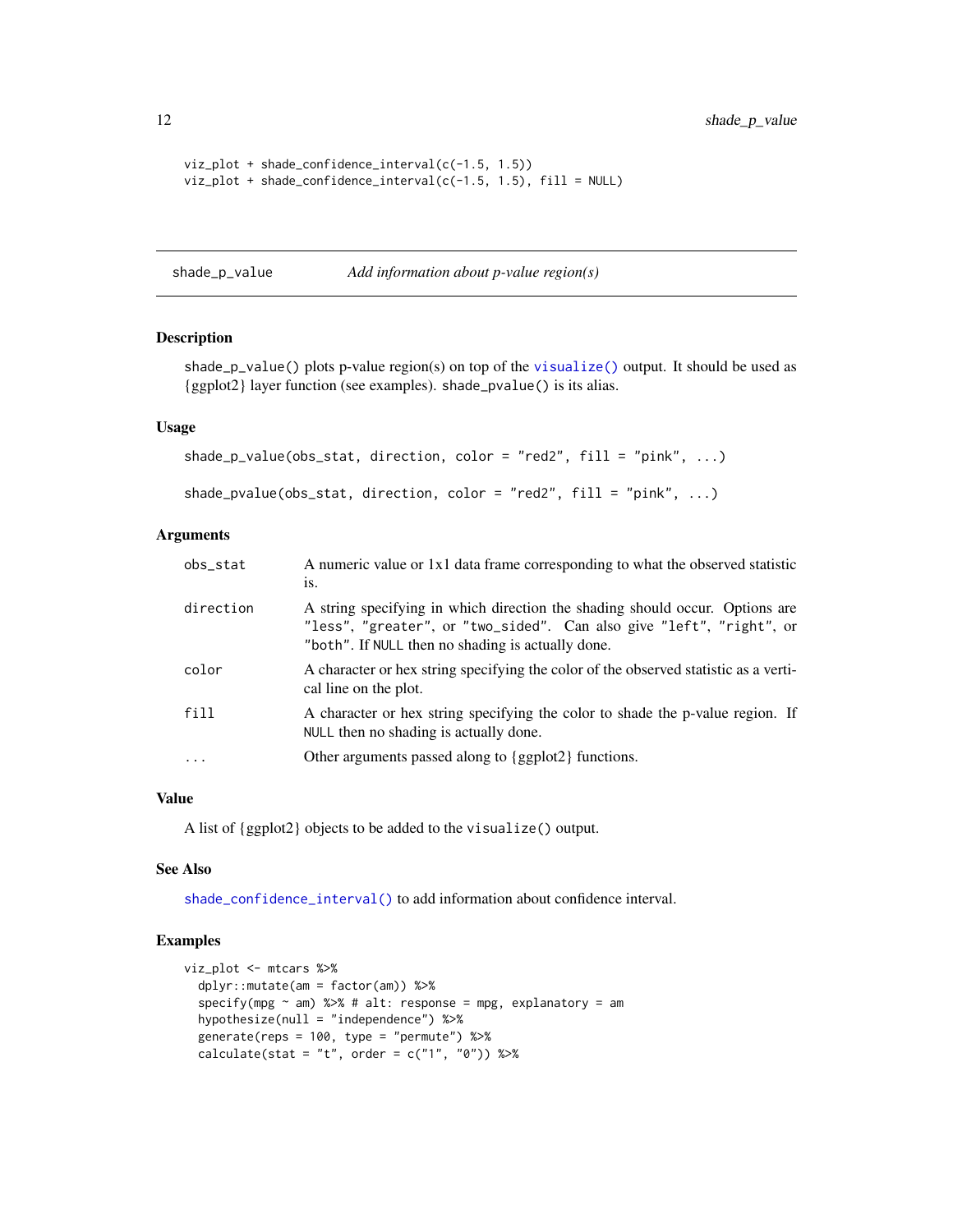```
viz_plot + shade_confidence_interval(c(-1.5, 1.5))
viz_plot + shade_confidence_interval(c(-1.5, 1.5), fill = NULL)
```

## shade_p_value — *Add information about p-value region(s)*

### Description

shade_p_value() plots p-value region(s) on top of the visualize() output. It should be used as {ggplot2} layer function (see examples). shade_pvalue() is its alias.

### Usage

```
shade_p_value(obs_stat, direction, color = "red2", fill = "pink", ...)

shade_pvalue(obs_stat, direction, color = "red2", fill = "pink", ...)
```

### Arguments

| | |
|---|---|
| obs_stat | A numeric value or 1x1 data frame corresponding to what the observed statistic is. |
| direction | A string specifying in which direction the shading should occur. Options are "less", "greater", or "two_sided". Can also give "left", "right", or "both". If NULL then no shading is actually done. |
| color | A character or hex string specifying the color of the observed statistic as a vertical line on the plot. |
| fill | A character or hex string specifying the color to shade the p-value region. If NULL then no shading is actually done. |
| ... | Other arguments passed along to {ggplot2} functions. |

### Value

A list of {ggplot2} objects to be added to the visualize() output.

### See Also

shade_confidence_interval() to add information about confidence interval.

### Examples

```
viz_plot <- mtcars %>%
  dplyr::mutate(am = factor(am)) %>%
  specify(mpg ~ am) %>% # alt: response = mpg, explanatory = am
  hypothesize(null = "independence") %>%
  generate(reps = 100, type = "permute") %>%
  calculate(stat = "t", order = c("1", "0")) %>%
```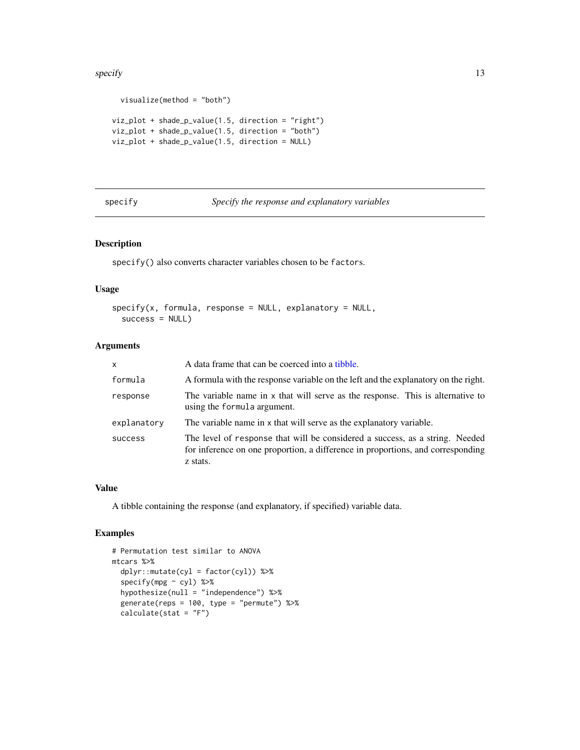```
  visualize(method = "both")

viz_plot + shade_p_value(1.5, direction = "right")
viz_plot + shade_p_value(1.5, direction = "both")
viz_plot + shade_p_value(1.5, direction = NULL)
```

## specify — *Specify the response and explanatory variables*

### Description

`specify()` also converts character variables chosen to be `factors`.

### Usage

```
specify(x, formula, response = NULL, explanatory = NULL,
  success = NULL)
```

### Arguments

| | |
|---|---|
| `x` | A data frame that can be coerced into a tibble. |
| `formula` | A formula with the response variable on the left and the explanatory on the right. |
| `response` | The variable name in `x` that will serve as the response. This is alternative to using the `formula` argument. |
| `explanatory` | The variable name in `x` that will serve as the explanatory variable. |
| `success` | The level of `response` that will be considered a success, as a string. Needed for inference on one proportion, a difference in proportions, and corresponding z stats. |

### Value

A tibble containing the response (and explanatory, if specified) variable data.

### Examples

```
# Permutation test similar to ANOVA
mtcars %>%
  dplyr::mutate(cyl = factor(cyl)) %>%
  specify(mpg ~ cyl) %>%
  hypothesize(null = "independence") %>%
  generate(reps = 100, type = "permute") %>%
  calculate(stat = "F")
```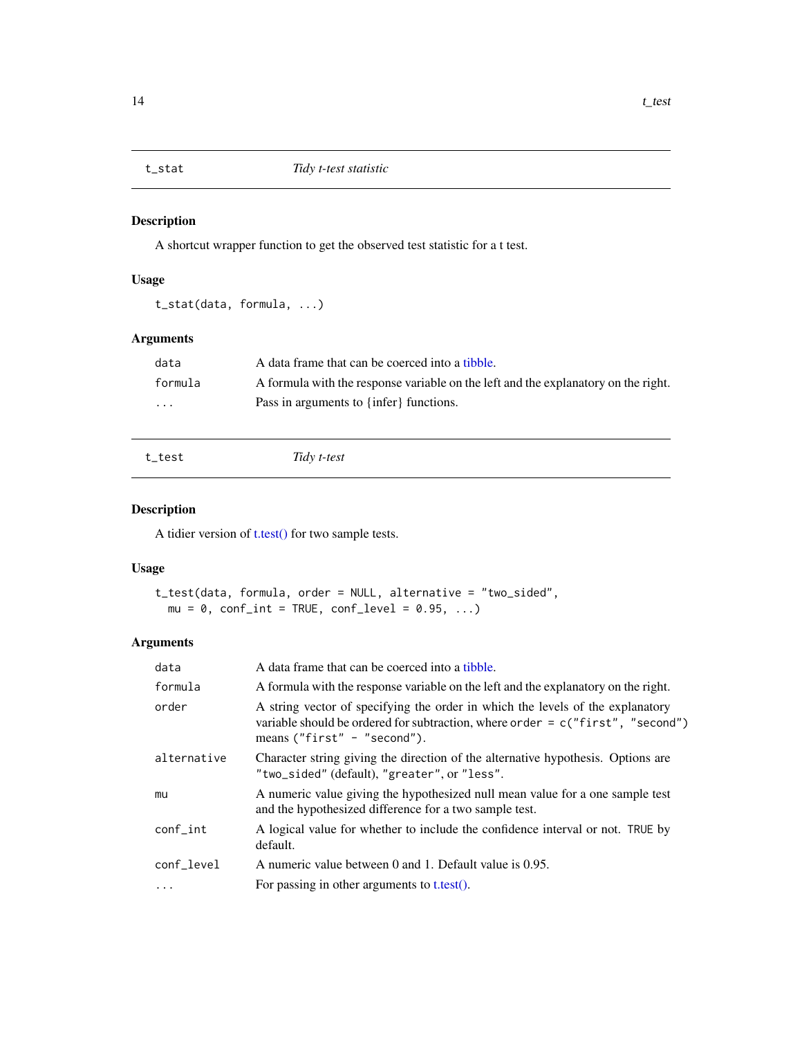## t_stat — *Tidy t-test statistic*

### Description

A shortcut wrapper function to get the observed test statistic for a t test.

### Usage

```
t_stat(data, formula, ...)
```

### Arguments

| | |
|---|---|
| data | A data frame that can be coerced into a tibble. |
| formula | A formula with the response variable on the left and the explanatory on the right. |
| ... | Pass in arguments to {infer} functions. |

## t_test — *Tidy t-test*

### Description

A tidier version of t.test() for two sample tests.

### Usage

```
t_test(data, formula, order = NULL, alternative = "two_sided",
  mu = 0, conf_int = TRUE, conf_level = 0.95, ...)
```

### Arguments

| | |
|---|---|
| data | A data frame that can be coerced into a tibble. |
| formula | A formula with the response variable on the left and the explanatory on the right. |
| order | A string vector of specifying the order in which the levels of the explanatory variable should be ordered for subtraction, where `order = c("first", "second")` means `("first" - "second")`. |
| alternative | Character string giving the direction of the alternative hypothesis. Options are `"two_sided"` (default), `"greater"`, or `"less"`. |
| mu | A numeric value giving the hypothesized null mean value for a one sample test and the hypothesized difference for a two sample test. |
| conf_int | A logical value for whether to include the confidence interval or not. `TRUE` by default. |
| conf_level | A numeric value between 0 and 1. Default value is 0.95. |
| ... | For passing in other arguments to t.test(). |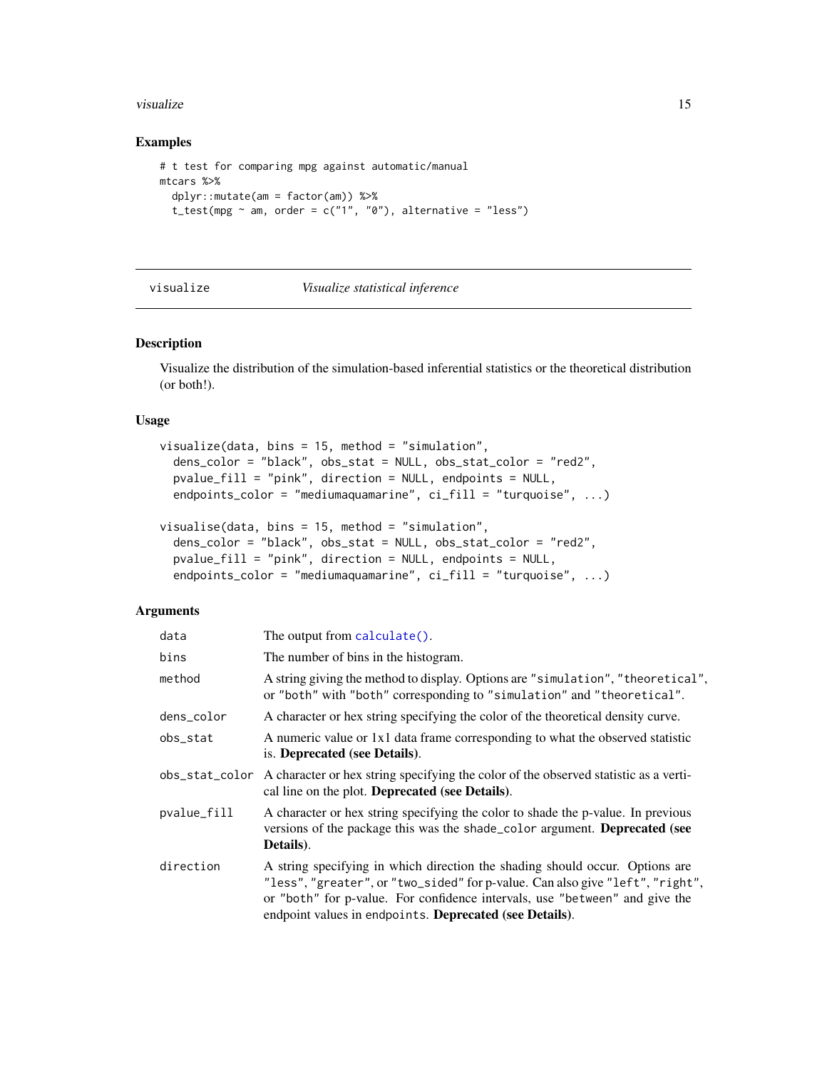## Examples

```
# t test for comparing mpg against automatic/manual
mtcars %>%
  dplyr::mutate(am = factor(am)) %>%
  t_test(mpg ~ am, order = c("1", "0"), alternative = "less")
```

---

# visualize — *Visualize statistical inference*

---

## Description

Visualize the distribution of the simulation-based inferential statistics or the theoretical distribution (or both!).

## Usage

```
visualize(data, bins = 15, method = "simulation",
  dens_color = "black", obs_stat = NULL, obs_stat_color = "red2",
  pvalue_fill = "pink", direction = NULL, endpoints = NULL,
  endpoints_color = "mediumaquamarine", ci_fill = "turquoise", ...)

visualise(data, bins = 15, method = "simulation",
  dens_color = "black", obs_stat = NULL, obs_stat_color = "red2",
  pvalue_fill = "pink", direction = NULL, endpoints = NULL,
  endpoints_color = "mediumaquamarine", ci_fill = "turquoise", ...)
```

## Arguments

| | |
|---|---|
| `data` | The output from `calculate()`. |
| `bins` | The number of bins in the histogram. |
| `method` | A string giving the method to display. Options are `"simulation"`, `"theoretical"`, or `"both"` with `"both"` corresponding to `"simulation"` and `"theoretical"`. |
| `dens_color` | A character or hex string specifying the color of the theoretical density curve. |
| `obs_stat` | A numeric value or 1x1 data frame corresponding to what the observed statistic is. **Deprecated (see Details)**. |
| `obs_stat_color` | A character or hex string specifying the color of the observed statistic as a vertical line on the plot. **Deprecated (see Details)**. |
| `pvalue_fill` | A character or hex string specifying the color to shade the p-value. In previous versions of the package this was the `shade_color` argument. **Deprecated (see Details)**. |
| `direction` | A string specifying in which direction the shading should occur. Options are `"less"`, `"greater"`, or `"two_sided"` for p-value. Can also give `"left"`, `"right"`, or `"both"` for p-value. For confidence intervals, use `"between"` and give the endpoint values in `endpoints`. **Deprecated (see Details)**. |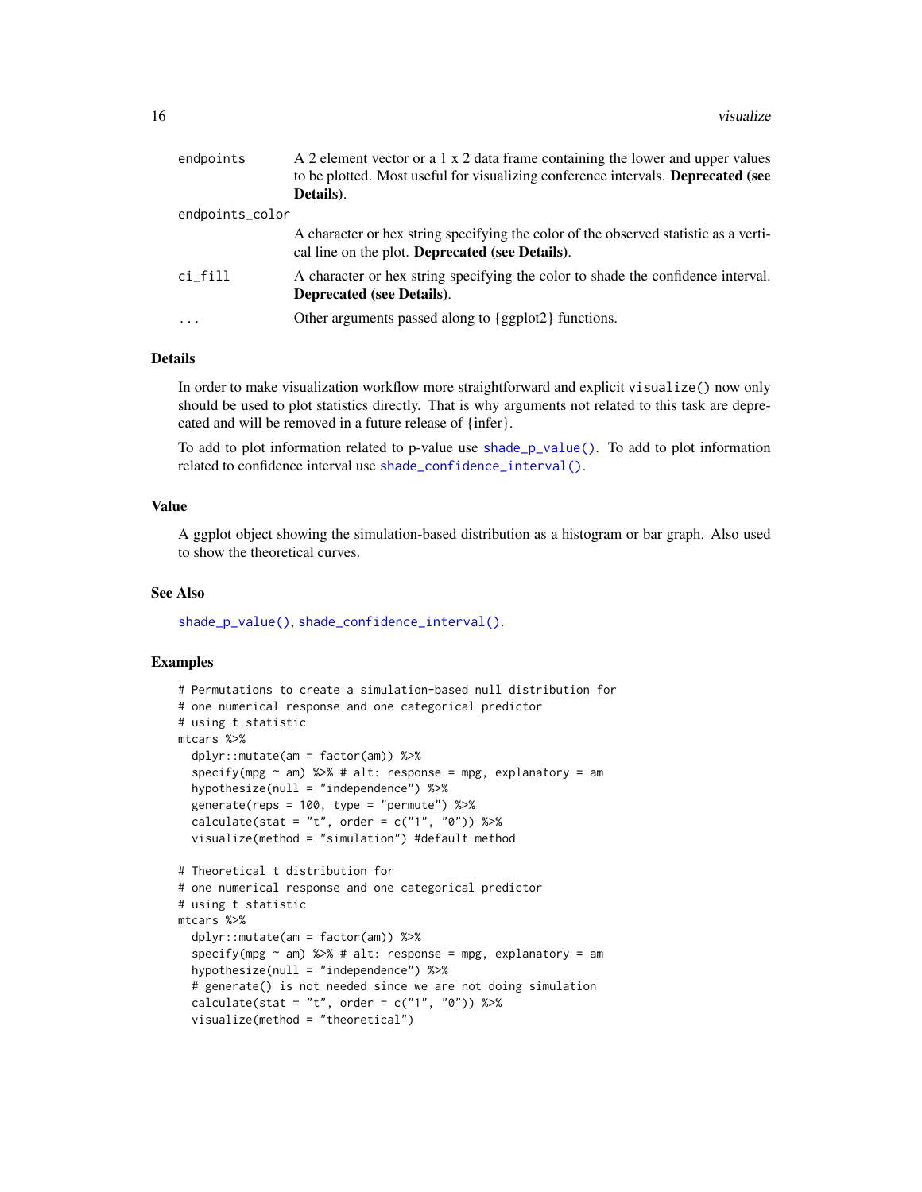| | |
|---|---|
| endpoints | A 2 element vector or a 1 x 2 data frame containing the lower and upper values to be plotted. Most useful for visualizing conference intervals. **Deprecated (see Details)**. |
| endpoints_color | A character or hex string specifying the color of the observed statistic as a vertical line on the plot. **Deprecated (see Details)**. |
| ci_fill | A character or hex string specifying the color to shade the confidence interval. **Deprecated (see Details)**. |
| ... | Other arguments passed along to {ggplot2} functions. |

### Details

In order to make visualization workflow more straightforward and explicit `visualize()` now only should be used to plot statistics directly. That is why arguments not related to this task are deprecated and will be removed in a future release of {infer}.

To add to plot information related to p-value use `shade_p_value()`. To add to plot information related to confidence interval use `shade_confidence_interval()`.

### Value

A ggplot object showing the simulation-based distribution as a histogram or bar graph. Also used to show the theoretical curves.

### See Also

`shade_p_value()`, `shade_confidence_interval()`.

### Examples

```
# Permutations to create a simulation-based null distribution for
# one numerical response and one categorical predictor
# using t statistic
mtcars %>%
  dplyr::mutate(am = factor(am)) %>%
  specify(mpg ~ am) %>% # alt: response = mpg, explanatory = am
  hypothesize(null = "independence") %>%
  generate(reps = 100, type = "permute") %>%
  calculate(stat = "t", order = c("1", "0")) %>%
  visualize(method = "simulation") #default method

# Theoretical t distribution for
# one numerical response and one categorical predictor
# using t statistic
mtcars %>%
  dplyr::mutate(am = factor(am)) %>%
  specify(mpg ~ am) %>% # alt: response = mpg, explanatory = am
  hypothesize(null = "independence") %>%
  # generate() is not needed since we are not doing simulation
  calculate(stat = "t", order = c("1", "0")) %>%
  visualize(method = "theoretical")
```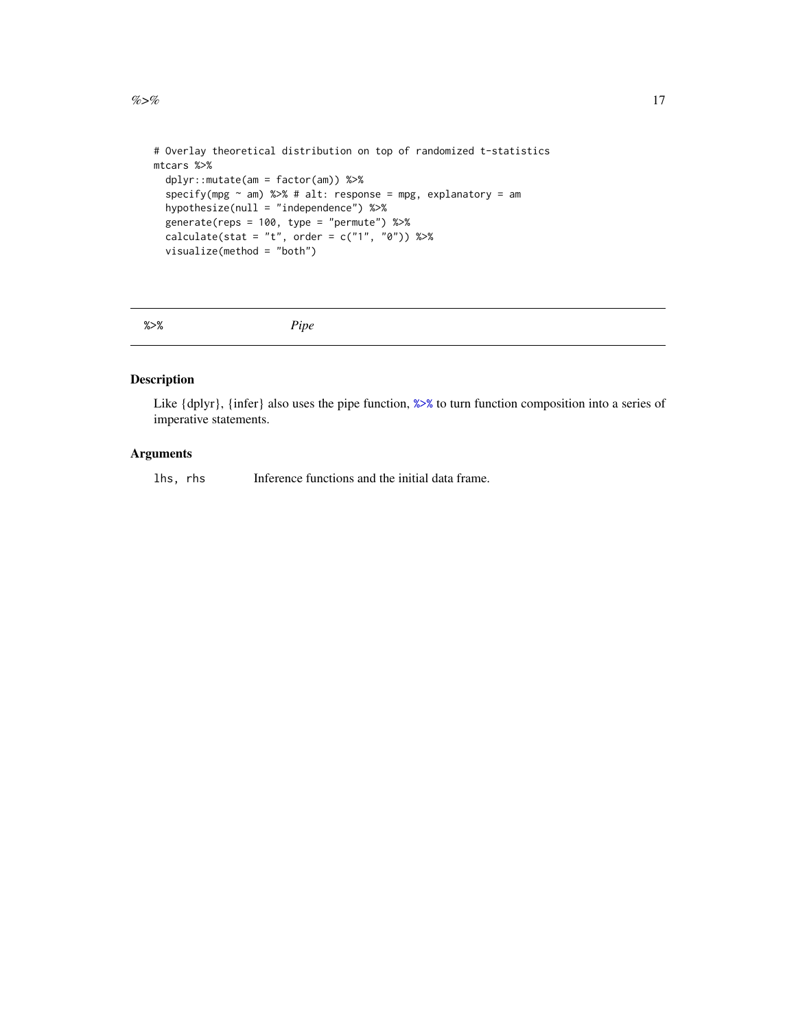```
# Overlay theoretical distribution on top of randomized t-statistics
mtcars %>%
  dplyr::mutate(am = factor(am)) %>%
  specify(mpg ~ am) %>% # alt: response = mpg, explanatory = am
  hypothesize(null = "independence") %>%
  generate(reps = 100, type = "permute") %>%
  calculate(stat = "t", order = c("1", "0")) %>%
  visualize(method = "both")
```

---

## %>% *Pipe*

---

### Description

Like {dplyr}, {infer} also uses the pipe function, `%>%` to turn function composition into a series of imperative statements.

### Arguments

| | |
|---|---|
| `lhs, rhs` | Inference functions and the initial data frame. |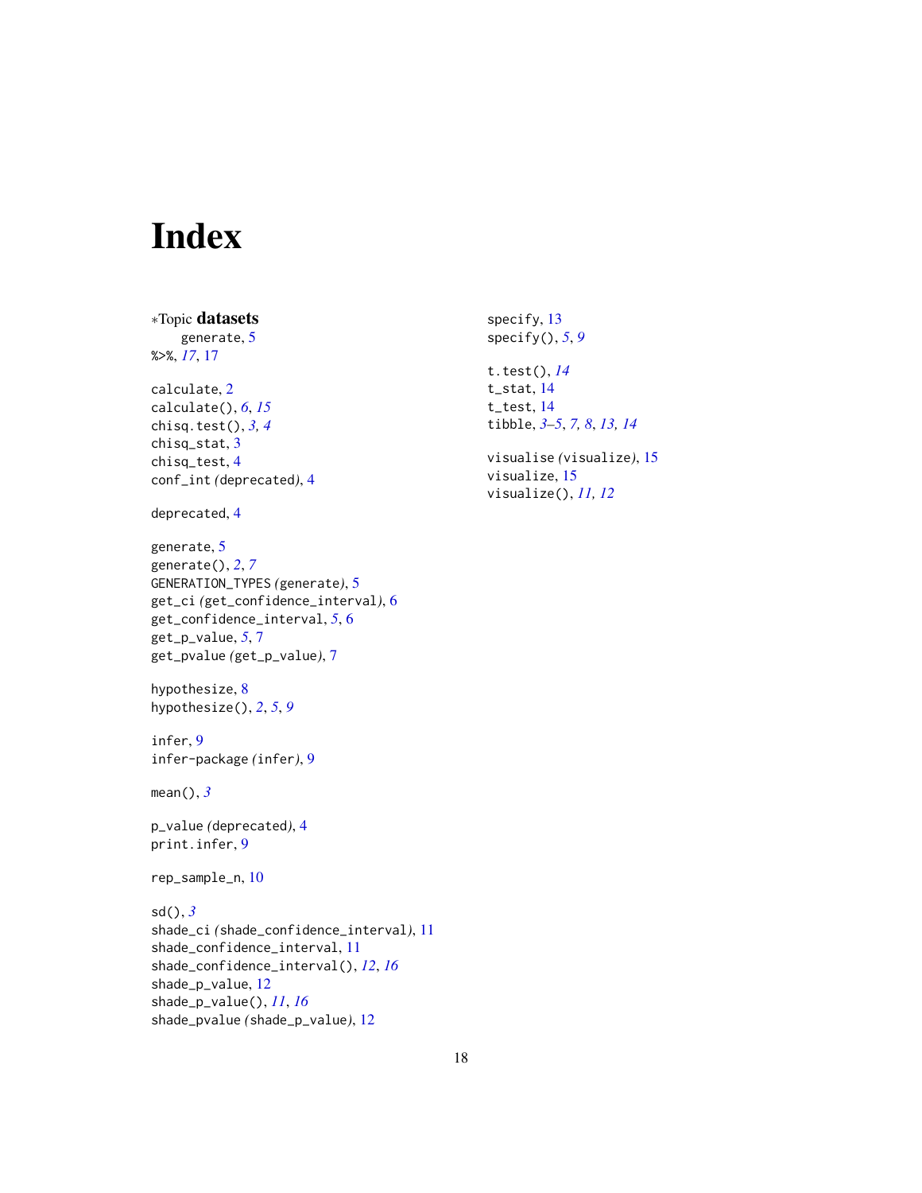# Index

∗Topic **datasets**
generate, 5
%>%, *17*, 17

calculate, 2
calculate(), *6*, *15*
chisq.test(), *3, 4*
chisq_stat, 3
chisq_test, 4
conf_int *(*deprecated*)*, 4

deprecated, 4

generate, 5
generate(), *2*, *7*
GENERATION_TYPES *(*generate*)*, 5
get_ci *(*get_confidence_interval*)*, 6
get_confidence_interval, *5*, 6
get_p_value, *5*, 7
get_pvalue *(*get_p_value*)*, 7

hypothesize, 8
hypothesize(), *2*, *5*, *9*

infer, 9
infer-package *(*infer*)*, 9

mean(), *3*

p_value *(*deprecated*)*, 4
print.infer, 9

rep_sample_n, 10

sd(), *3*
shade_ci *(*shade_confidence_interval*)*, 11
shade_confidence_interval, 11
shade_confidence_interval(), *12*, *16*
shade_p_value, 12
shade_p_value(), *11*, *16*
shade_pvalue *(*shade_p_value*)*, 12

specify, 13
specify(), *5*, *9*

t.test(), *14*
t_stat, 14
t_test, 14
tibble, *3–5*, *7, 8*, *13, 14*

visualise *(*visualize*)*, 15
visualize, 15
visualize(), *11, 12*